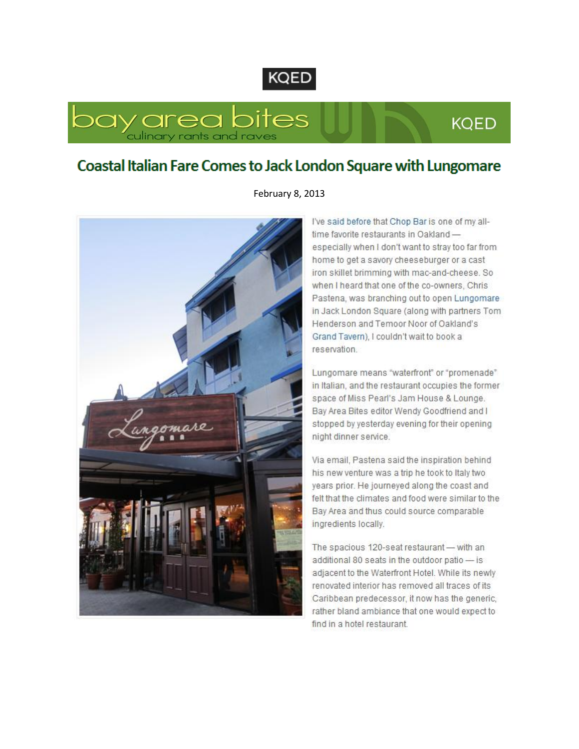KQED

bay area bites
culinary rants and raves
KQED

# Coastal Italian Fare Comes to Jack London Square with Lungomare

February 8, 2013

I've said before that Chop Bar is one of my all-time favorite restaurants in Oakland — especially when I don't want to stray too far from home to get a savory cheeseburger or a cast iron skillet brimming with mac-and-cheese. So when I heard that one of the co-owners, Chris Pastena, was branching out to open Lungomare in Jack London Square (along with partners Tom Henderson and Temoor Noor of Oakland's Grand Tavern), I couldn't wait to book a reservation.

Lungomare means "waterfront" or "promenade" in Italian, and the restaurant occupies the former space of Miss Pearl's Jam House & Lounge. Bay Area Bites editor Wendy Goodfriend and I stopped by yesterday evening for their opening night dinner service.

Via email, Pastena said the inspiration behind his new venture was a trip he took to Italy two years prior. He journeyed along the coast and felt that the climates and food were similar to the Bay Area and thus could source comparable ingredients locally.

The spacious 120-seat restaurant — with an additional 80 seats in the outdoor patio — is adjacent to the Waterfront Hotel. While its newly renovated interior has removed all traces of its Caribbean predecessor, it now has the generic, rather bland ambiance that one would expect to find in a hotel restaurant.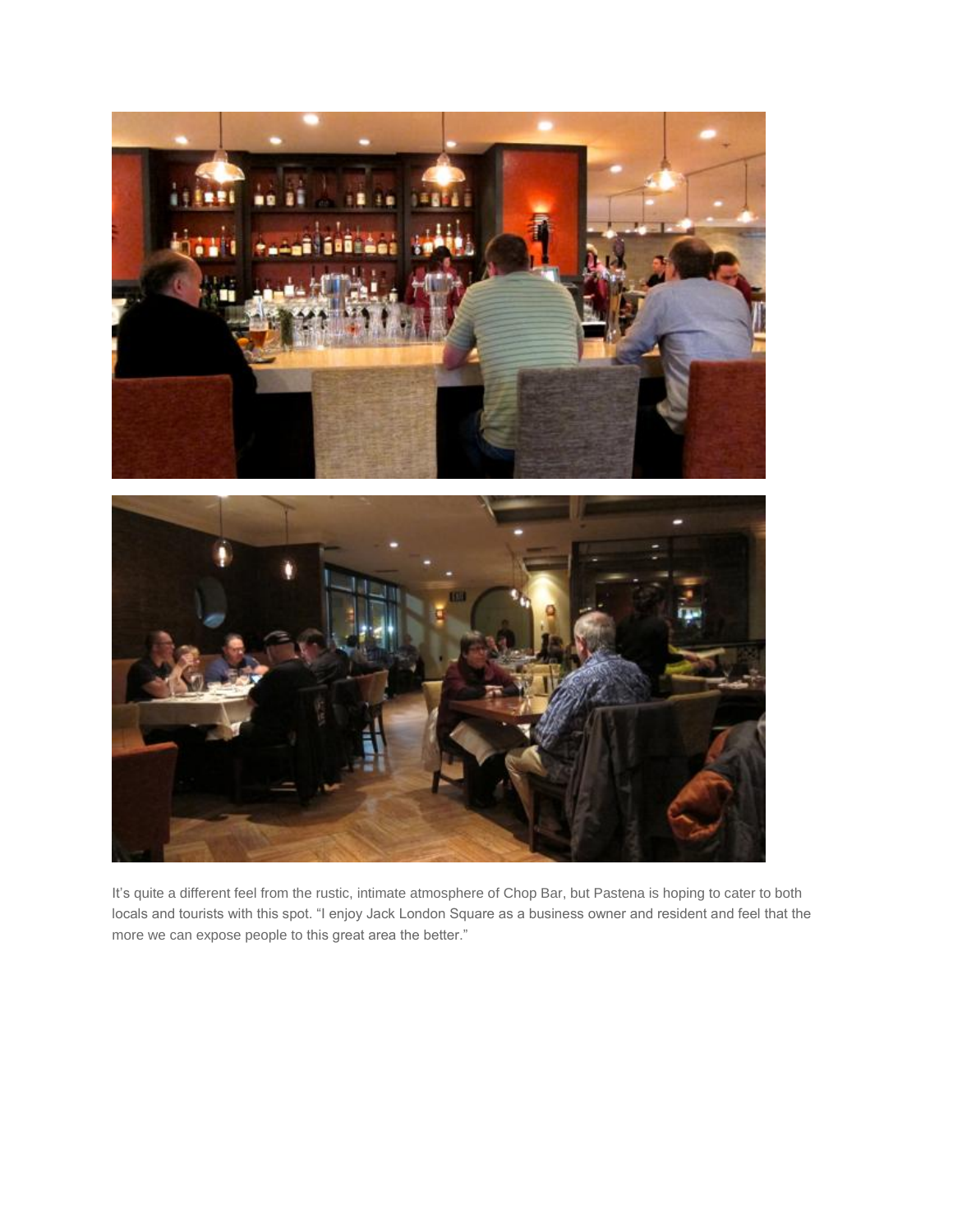It's quite a different feel from the rustic, intimate atmosphere of Chop Bar, but Pastena is hoping to cater to both locals and tourists with this spot. "I enjoy Jack London Square as a business owner and resident and feel that the more we can expose people to this great area the better."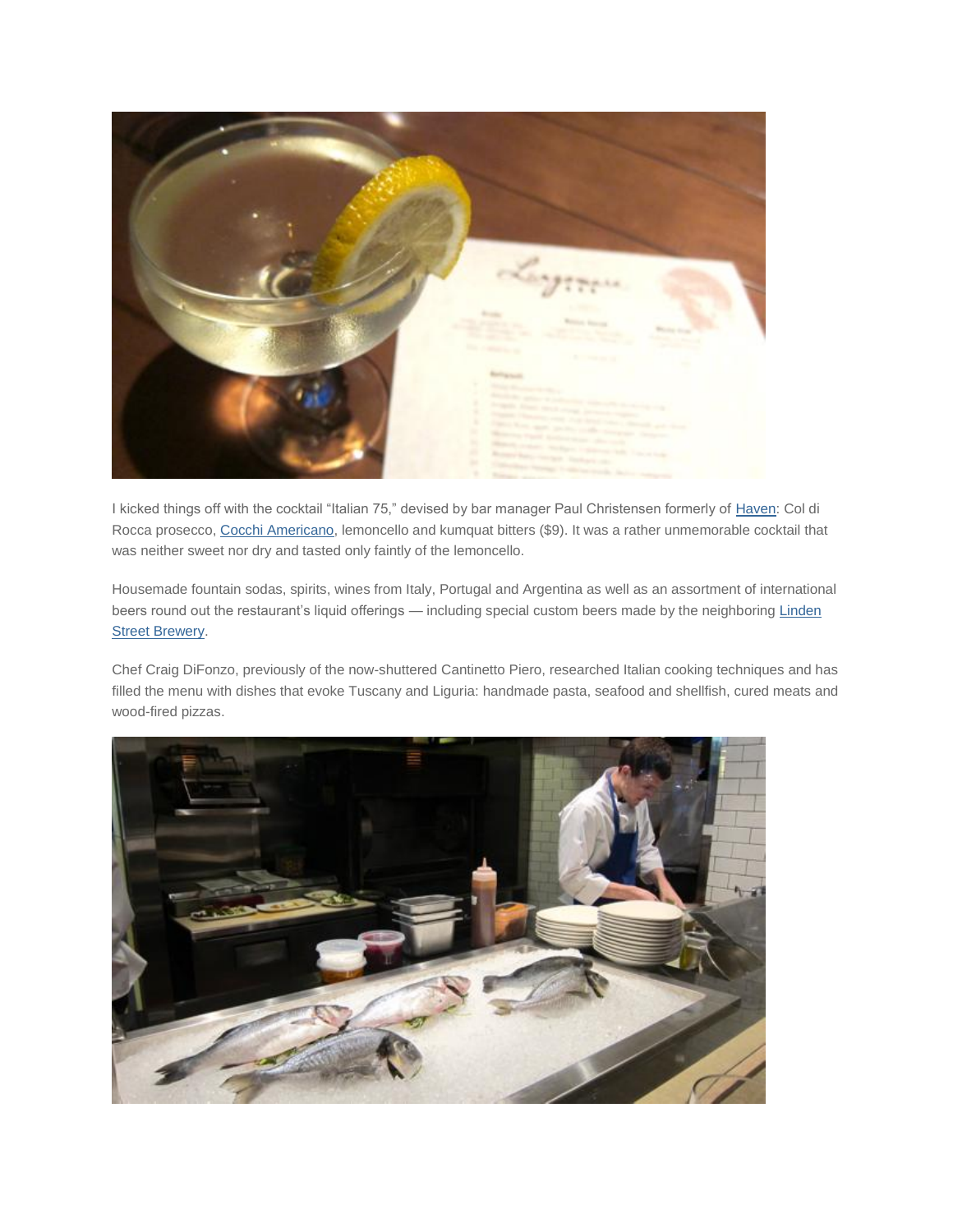I kicked things off with the cocktail "Italian 75," devised by bar manager Paul Christensen formerly of [Haven](): Col di Rocca prosecco, [Cocchi Americano](), lemoncello and kumquat bitters ($9). It was a rather unmemorable cocktail that was neither sweet nor dry and tasted only faintly of the lemoncello.

Housemade fountain sodas, spirits, wines from Italy, Portugal and Argentina as well as an assortment of international beers round out the restaurant's liquid offerings — including special custom beers made by the neighboring [Linden Street Brewery]().

Chef Craig DiFonzo, previously of the now-shuttered Cantinetto Piero, researched Italian cooking techniques and has filled the menu with dishes that evoke Tuscany and Liguria: handmade pasta, seafood and shellfish, cured meats and wood-fired pizzas.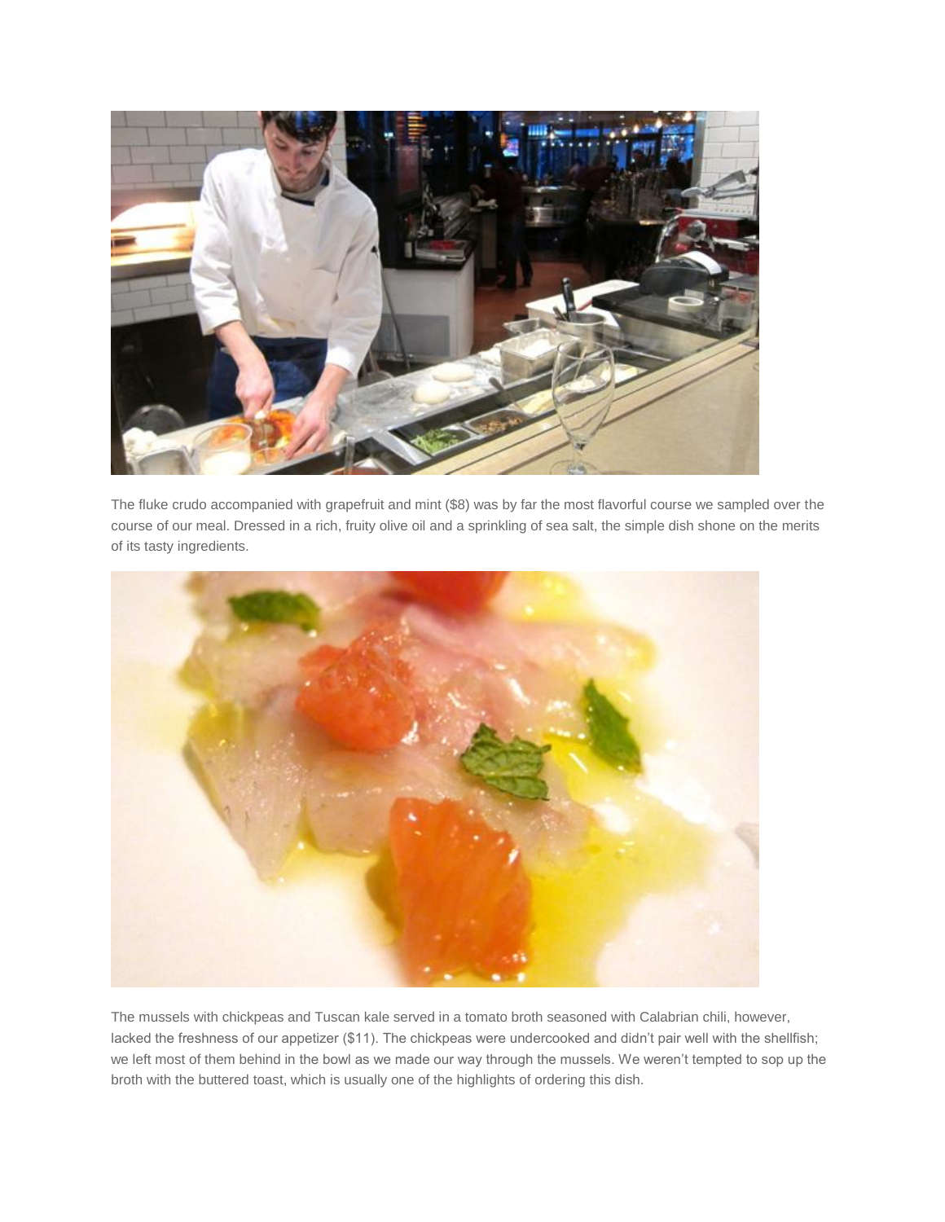The fluke crudo accompanied with grapefruit and mint ($8) was by far the most flavorful course we sampled over the course of our meal. Dressed in a rich, fruity olive oil and a sprinkling of sea salt, the simple dish shone on the merits of its tasty ingredients.

The mussels with chickpeas and Tuscan kale served in a tomato broth seasoned with Calabrian chili, however, lacked the freshness of our appetizer ($11). The chickpeas were undercooked and didn't pair well with the shellfish; we left most of them behind in the bowl as we made our way through the mussels. We weren't tempted to sop up the broth with the buttered toast, which is usually one of the highlights of ordering this dish.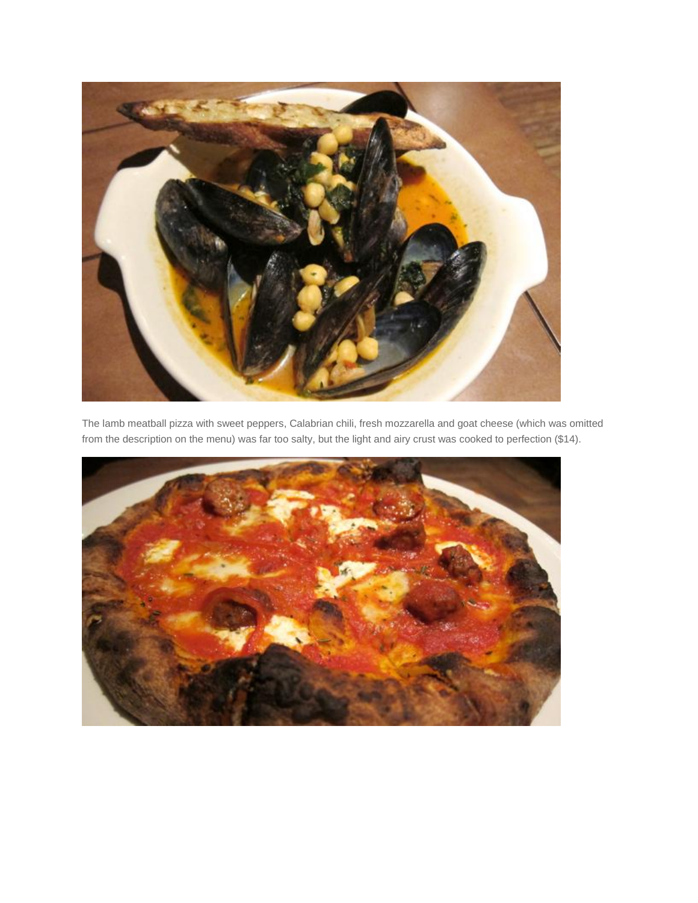The lamb meatball pizza with sweet peppers, Calabrian chili, fresh mozzarella and goat cheese (which was omitted from the description on the menu) was far too salty, but the light and airy crust was cooked to perfection ($14).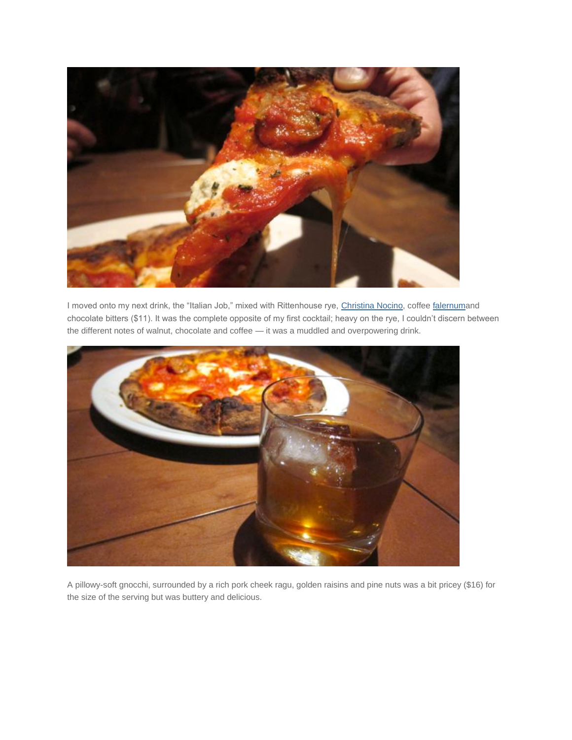I moved onto my next drink, the "Italian Job," mixed with Rittenhouse rye, [Christina Nocino](), coffee [falernum]()and chocolate bitters ($11). It was the complete opposite of my first cocktail; heavy on the rye, I couldn't discern between the different notes of walnut, chocolate and coffee — it was a muddled and overpowering drink.

A pillowy-soft gnocchi, surrounded by a rich pork cheek ragu, golden raisins and pine nuts was a bit pricey ($16) for the size of the serving but was buttery and delicious.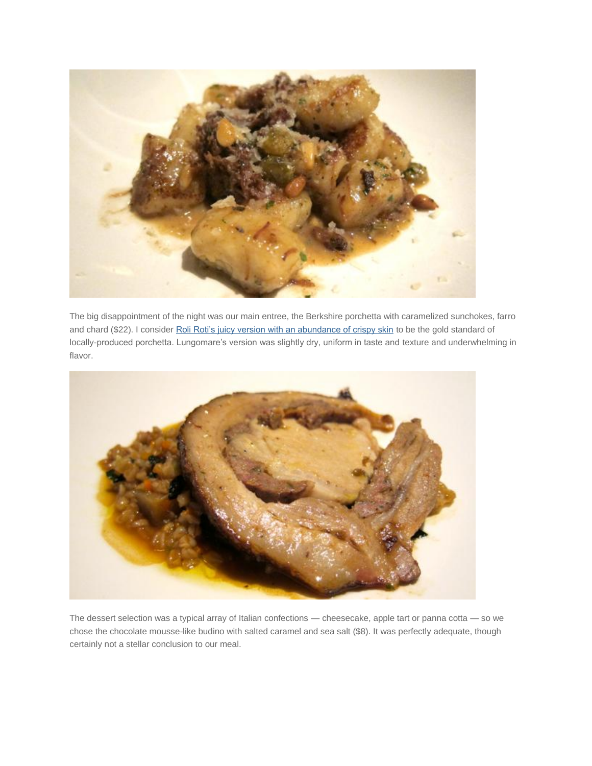The big disappointment of the night was our main entree, the Berkshire porchetta with caramelized sunchokes, farro and chard ($22). I consider [Roli Roti's juicy version with an abundance of crispy skin] to be the gold standard of locally-produced porchetta. Lungomare's version was slightly dry, uniform in taste and texture and underwhelming in flavor.

The dessert selection was a typical array of Italian confections — cheesecake, apple tart or panna cotta — so we chose the chocolate mousse-like budino with salted caramel and sea salt ($8). It was perfectly adequate, though certainly not a stellar conclusion to our meal.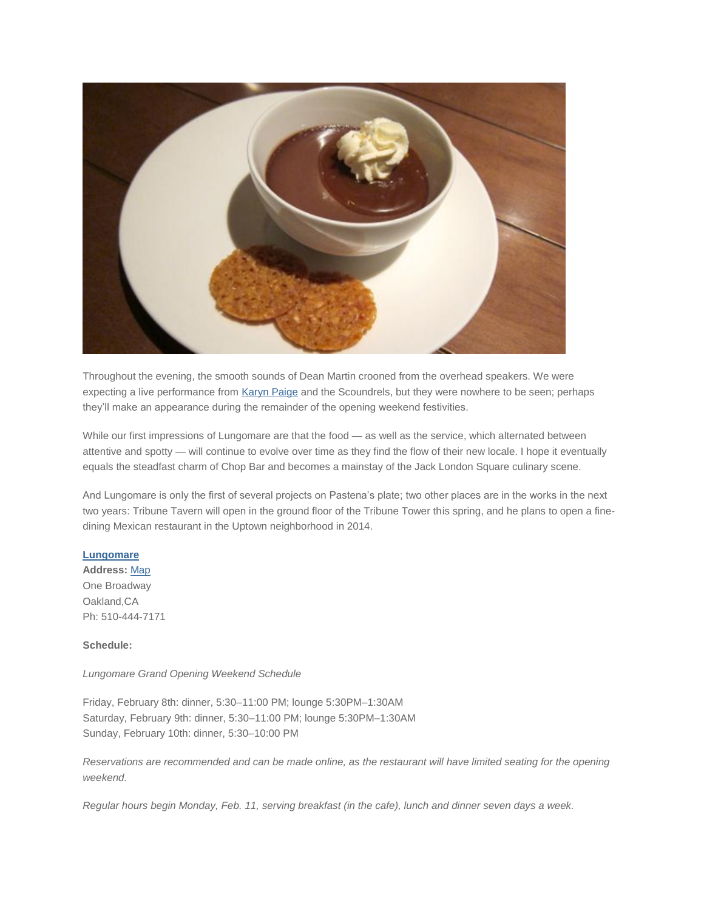Throughout the evening, the smooth sounds of Dean Martin crooned from the overhead speakers. We were expecting a live performance from Karyn Paige and the Scoundrels, but they were nowhere to be seen; perhaps they'll make an appearance during the remainder of the opening weekend festivities.

While our first impressions of Lungomare are that the food — as well as the service, which alternated between attentive and spotty — will continue to evolve over time as they find the flow of their new locale. I hope it eventually equals the steadfast charm of Chop Bar and becomes a mainstay of the Jack London Square culinary scene.

And Lungomare is only the first of several projects on Pastena's plate; two other places are in the works in the next two years: Tribune Tavern will open in the ground floor of the Tribune Tower this spring, and he plans to open a fine-dining Mexican restaurant in the Uptown neighborhood in 2014.

**Lungomare**
**Address:** Map
One Broadway
Oakland,CA
Ph: 510-444-7171

**Schedule:**

*Lungomare Grand Opening Weekend Schedule*

Friday, February 8th: dinner, 5:30–11:00 PM; lounge 5:30PM–1:30AM
Saturday, February 9th: dinner, 5:30–11:00 PM; lounge 5:30PM–1:30AM
Sunday, February 10th: dinner, 5:30–10:00 PM

*Reservations are recommended and can be made online, as the restaurant will have limited seating for the opening weekend.*

*Regular hours begin Monday, Feb. 11, serving breakfast (in the cafe), lunch and dinner seven days a week.*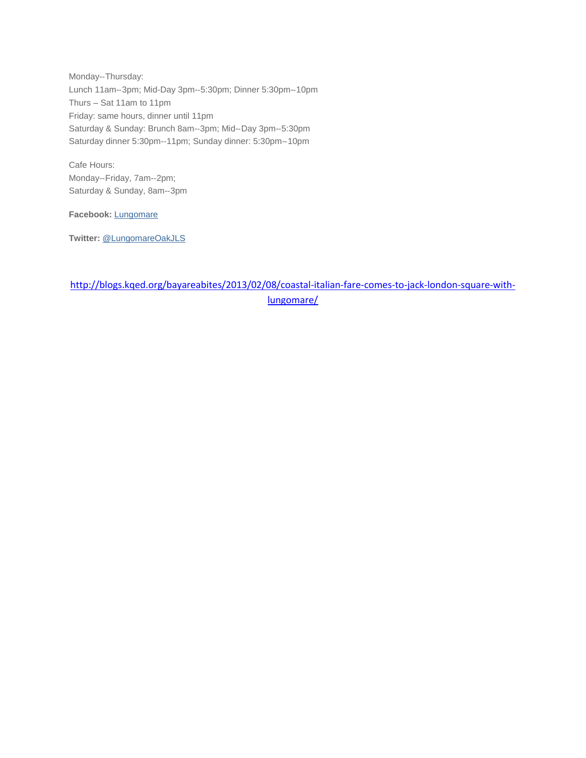Monday--Thursday:
Lunch 11am--3pm; Mid-Day 3pm--5:30pm; Dinner 5:30pm--10pm
Thurs – Sat 11am to 11pm
Friday: same hours, dinner until 11pm
Saturday & Sunday: Brunch 8am--3pm; Mid--Day 3pm--5:30pm
Saturday dinner 5:30pm--11pm; Sunday dinner: 5:30pm--10pm

Cafe Hours:
Monday--Friday, 7am--2pm;
Saturday & Sunday, 8am--3pm

**Facebook:** Lungomare

**Twitter:** @LungomareOakJLS

http://blogs.kqed.org/bayareabites/2013/02/08/coastal-italian-fare-comes-to-jack-london-square-with-lungomare/